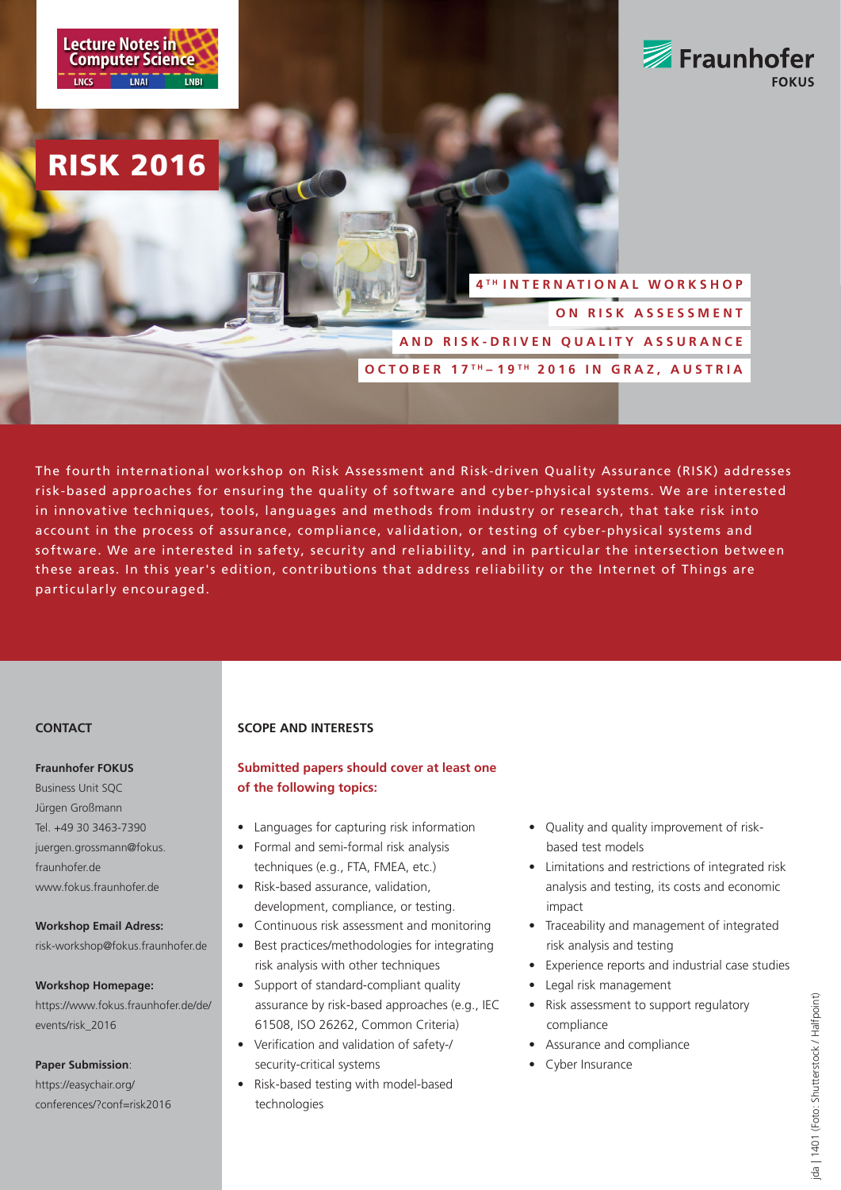Lecture Notes in Computer Science

LNCS LNAI LNBI

Fraunhofer FOKUS

# RISK 2016

## 4TH INTERNATIONAL WORKSHOP ON RISK ASSESSMENT AND RISK-DRIVEN QUALITY ASSURANCE

**OCTOBER 17TH – 19TH 2016 IN GRAZ, AUSTRIA**

The fourth international workshop on Risk Assessment and Risk-driven Quality Assurance (RISK) addresses risk-based approaches for ensuring the quality of software and cyber-physical systems. We are interested in innovative techniques, tools, languages and methods from industry or research, that take risk into account in the process of assurance, compliance, validation, or testing of cyber-physical systems and software. We are interested in safety, security and reliability, and in particular the intersection between these areas. In this year's edition, contributions that address reliability or the Internet of Things are particularly encouraged.

### CONTACT

**Fraunhofer FOKUS**
Business Unit SQC
Jürgen Großmann
Tel. +49 30 3463-7390
juergen.grossmann@fokus.fraunhofer.de
www.fokus.fraunhofer.de

**Workshop Email Adress:**
risk-workshop@fokus.fraunhofer.de

**Workshop Homepage:**
https://www.fokus.fraunhofer.de/de/events/risk_2016

**Paper Submission**:
https://easychair.org/conferences/?conf=risk2016

### SCOPE AND INTERESTS

**Submitted papers should cover at least one of the following topics:**

- Languages for capturing risk information
- Formal and semi-formal risk analysis techniques (e.g., FTA, FMEA, etc.)
- Risk-based assurance, validation, development, compliance, or testing.
- Continuous risk assessment and monitoring
- Best practices/methodologies for integrating risk analysis with other techniques
- Support of standard-compliant quality assurance by risk-based approaches (e.g., IEC 61508, ISO 26262, Common Criteria)
- Verification and validation of safety-/security-critical systems
- Risk-based testing with model-based technologies
- Quality and quality improvement of risk-based test models
- Limitations and restrictions of integrated risk analysis and testing, its costs and economic impact
- Traceability and management of integrated risk analysis and testing
- Experience reports and industrial case studies
- Legal risk management
- Risk assessment to support regulatory compliance
- Assurance and compliance
- Cyber Insurance

jda | 1401 (Foto: Shutterstock / Halfpoint)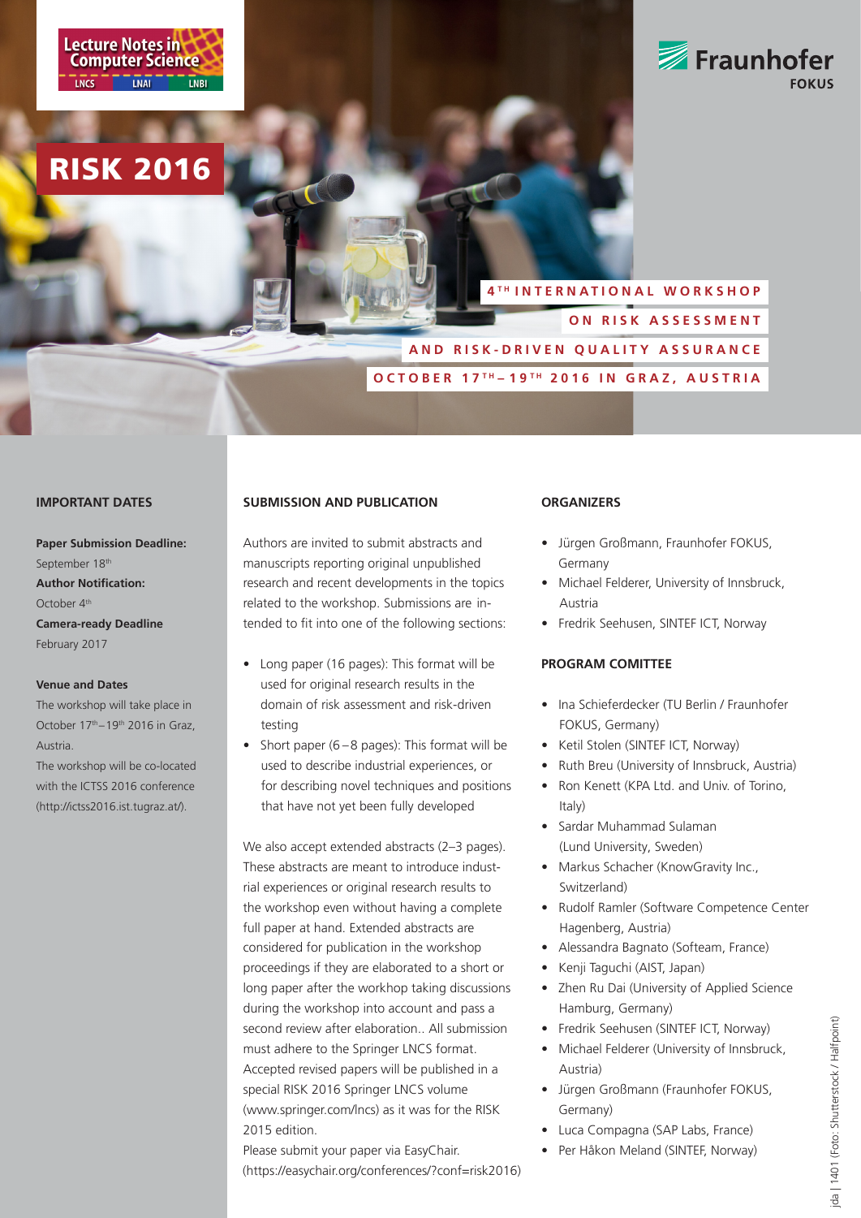Lecture Notes in Computer Science

LNCS LNAI LNBI

Fraunhofer FOKUS

# RISK 2016

**4TH INTERNATIONAL WORKSHOP ON RISK ASSESSMENT AND RISK-DRIVEN QUALITY ASSURANCE**

**OCTOBER 17TH – 19TH 2016 IN GRAZ, AUSTRIA**

## IMPORTANT DATES

**Paper Submission Deadline:**
September 18th

**Author Notification:**
October 4th

**Camera-ready Deadline**
February 2017

**Venue and Dates**

The workshop will take place in October 17th–19th 2016 in Graz, Austria.
The workshop will be co-located with the ICTSS 2016 conference (http://ictss2016.ist.tugraz.at/).

## SUBMISSION AND PUBLICATION

Authors are invited to submit abstracts and manuscripts reporting original unpublished research and recent developments in the topics related to the workshop. Submissions are intended to fit into one of the following sections:

- Long paper (16 pages): This format will be used for original research results in the domain of risk assessment and risk-driven testing
- Short paper (6 – 8 pages): This format will be used to describe industrial experiences, or for describing novel techniques and positions that have not yet been fully developed

We also accept extended abstracts (2–3 pages). These abstracts are meant to introduce industrial experiences or original research results to the workshop even without having a complete full paper at hand. Extended abstracts are considered for publication in the workshop proceedings if they are elaborated to a short or long paper after the workhop taking discussions during the workshop into account and pass a second review after elaboration.. All submission must adhere to the Springer LNCS format. Accepted revised papers will be published in a special RISK 2016 Springer LNCS volume (www.springer.com/lncs) as it was for the RISK 2015 edition.
Please submit your paper via EasyChair.
(https://easychair.org/conferences/?conf=risk2016)

## ORGANIZERS

- Jürgen Großmann, Fraunhofer FOKUS, Germany
- Michael Felderer, University of Innsbruck, Austria
- Fredrik Seehusen, SINTEF ICT, Norway

## PROGRAM COMITTEE

- Ina Schieferdecker (TU Berlin / Fraunhofer FOKUS, Germany)
- Ketil Stolen (SINTEF ICT, Norway)
- Ruth Breu (University of Innsbruck, Austria)
- Ron Kenett (KPA Ltd. and Univ. of Torino, Italy)
- Sardar Muhammad Sulaman (Lund University, Sweden)
- Markus Schacher (KnowGravity Inc., Switzerland)
- Rudolf Ramler (Software Competence Center Hagenberg, Austria)
- Alessandra Bagnato (Softeam, France)
- Kenji Taguchi (AIST, Japan)
- Zhen Ru Dai (University of Applied Science Hamburg, Germany)
- Fredrik Seehusen (SINTEF ICT, Norway)
- Michael Felderer (University of Innsbruck, Austria)
- Jürgen Großmann (Fraunhofer FOKUS, Germany)
- Luca Compagna (SAP Labs, France)
- Per Håkon Meland (SINTEF, Norway)

jda | 1401 (Foto: Shutterstock / Halfpoint)